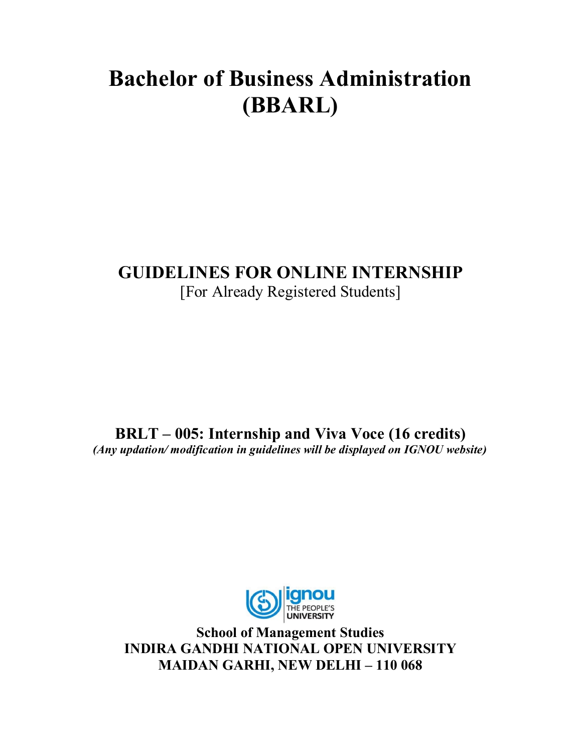# Bachelor of Business Administration (BBARL)

## GUIDELINES FOR ONLINE INTERNSHIP

[For Already Registered Students]

**BRLT – 005: Internship and Viva Voce (16 credits)**

***(Any updation/ modification in guidelines will be displayed on IGNOU website)***

**School of Management Studies**
**INDIRA GANDHI NATIONAL OPEN UNIVERSITY**
**MAIDAN GARHI, NEW DELHI – 110 068**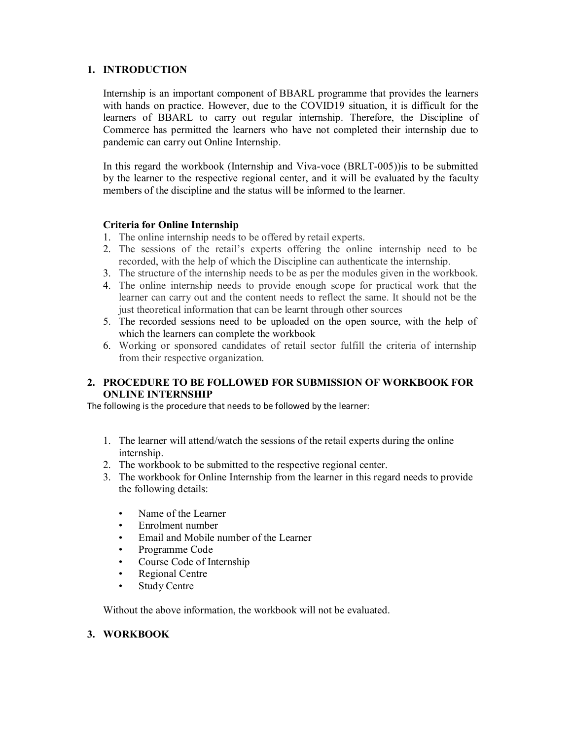## 1. INTRODUCTION

Internship is an important component of BBARL programme that provides the learners with hands on practice. However, due to the COVID19 situation, it is difficult for the learners of BBARL to carry out regular internship. Therefore, the Discipline of Commerce has permitted the learners who have not completed their internship due to pandemic can carry out Online Internship.

In this regard the workbook (Internship and Viva-voce (BRLT-005))is to be submitted by the learner to the respective regional center, and it will be evaluated by the faculty members of the discipline and the status will be informed to the learner.

### Criteria for Online Internship

1. The online internship needs to be offered by retail experts.
2. The sessions of the retail's experts offering the online internship need to be recorded, with the help of which the Discipline can authenticate the internship.
3. The structure of the internship needs to be as per the modules given in the workbook.
4. The online internship needs to provide enough scope for practical work that the learner can carry out and the content needs to reflect the same. It should not be the just theoretical information that can be learnt through other sources
5. The recorded sessions need to be uploaded on the open source, with the help of which the learners can complete the workbook
6. Working or sponsored candidates of retail sector fulfill the criteria of internship from their respective organization.

## 2. PROCEDURE TO BE FOLLOWED FOR SUBMISSION OF WORKBOOK FOR ONLINE INTERNSHIP

The following is the procedure that needs to be followed by the learner:

1. The learner will attend/watch the sessions of the retail experts during the online internship.
2. The workbook to be submitted to the respective regional center.
3. The workbook for Online Internship from the learner in this regard needs to provide the following details:

    - Name of the Learner
    - Enrolment number
    - Email and Mobile number of the Learner
    - Programme Code
    - Course Code of Internship
    - Regional Centre
    - Study Centre

Without the above information, the workbook will not be evaluated.

## 3. WORKBOOK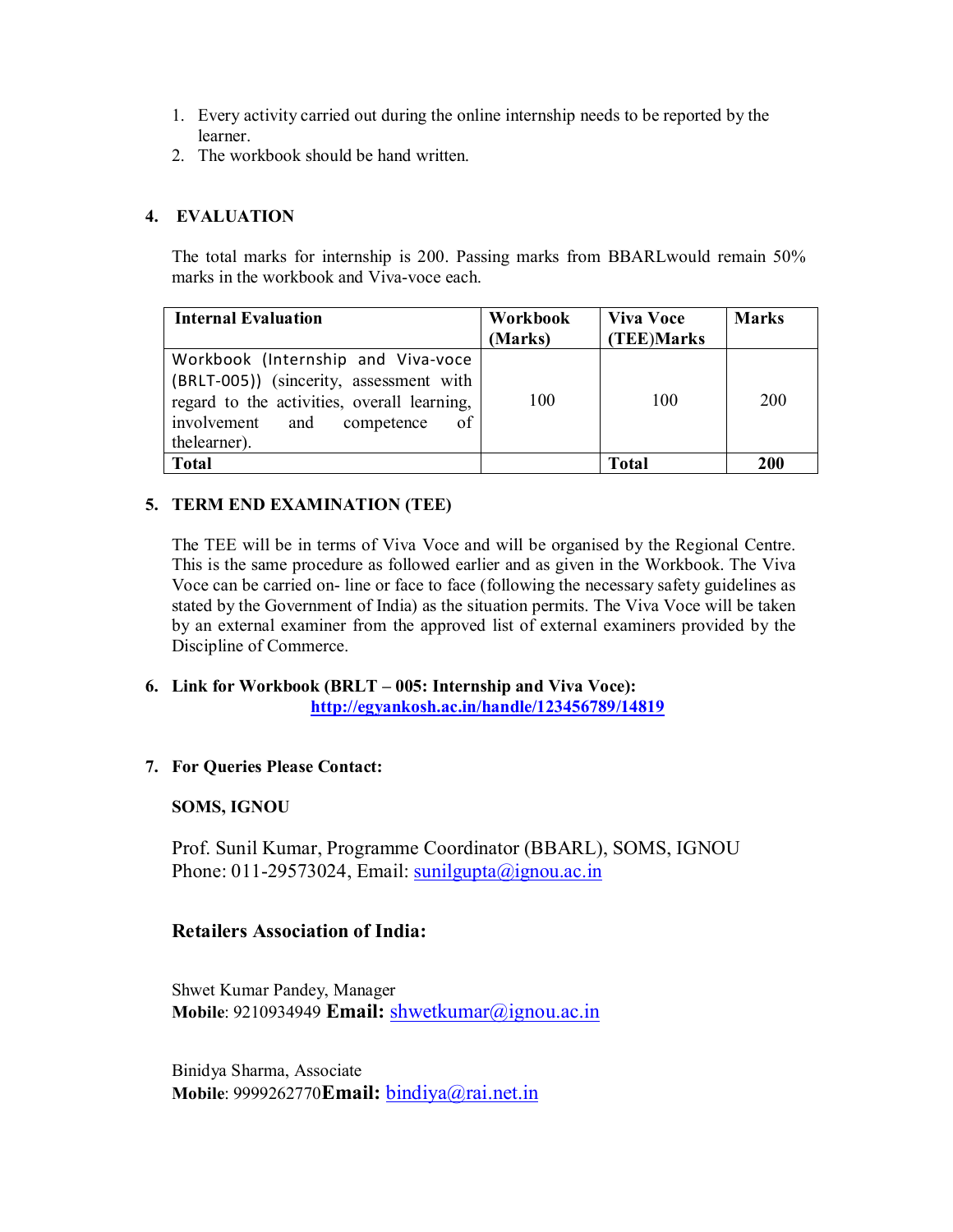1. Every activity carried out during the online internship needs to be reported by the learner.
2. The workbook should be hand written.

## 4. EVALUATION

The total marks for internship is 200. Passing marks from BBARLwould remain 50% marks in the workbook and Viva-voce each.

| Internal Evaluation | Workbook (Marks) | Viva Voce (TEE)Marks | Marks |
|---|---|---|---|
| Workbook (Internship and Viva-voce (BRLT-005)) (sincerity, assessment with regard to the activities, overall learning, involvement and competence of thelearner). | 100 | 100 | 200 |
| **Total** | | **Total** | **200** |

## 5. TERM END EXAMINATION (TEE)

The TEE will be in terms of Viva Voce and will be organised by the Regional Centre. This is the same procedure as followed earlier and as given in the Workbook. The Viva Voce can be carried on- line or face to face (following the necessary safety guidelines as stated by the Government of India) as the situation permits. The Viva Voce will be taken by an external examiner from the approved list of external examiners provided by the Discipline of Commerce.

## 6. Link for Workbook (BRLT – 005: Internship and Viva Voce):

**http://egyankosh.ac.in/handle/123456789/14819**

## 7. For Queries Please Contact:

**SOMS, IGNOU**

Prof. Sunil Kumar, Programme Coordinator (BBARL), SOMS, IGNOU
Phone: 011-29573024, Email: sunilgupta@ignou.ac.in

### Retailers Association of India:

Shwet Kumar Pandey, Manager
**Mobile**: 9210934949 **Email:** shwetkumar@ignou.ac.in

Binidya Sharma, Associate
**Mobile**: 9999262770**Email:** bindiya@rai.net.in